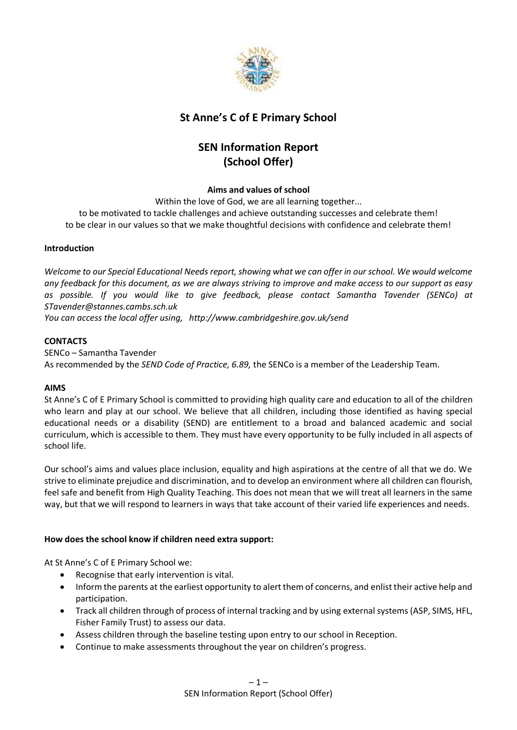# St Anne's C of E Primary School

## SEN Information Report (School Offer)

**Aims and values of school**

Within the love of God, we are all learning together...
to be motivated to tackle challenges and achieve outstanding successes and celebrate them!
to be clear in our values so that we make thoughtful decisions with confidence and celebrate them!

**Introduction**

*Welcome to our Special Educational Needs report, showing what we can offer in our school. We would welcome any feedback for this document, as we are always striving to improve and make access to our support as easy as possible. If you would like to give feedback, please contact Samantha Tavender (SENCo) at STavender@stannes.cambs.sch.uk*

*You can access the local offer using, http://www.cambridgeshire.gov.uk/send*

**CONTACTS**

SENCo – Samantha Tavender

As recommended by the *SEND Code of Practice, 6.89,* the SENCo is a member of the Leadership Team.

**AIMS**

St Anne's C of E Primary School is committed to providing high quality care and education to all of the children who learn and play at our school. We believe that all children, including those identified as having special educational needs or a disability (SEND) are entitlement to a broad and balanced academic and social curriculum, which is accessible to them. They must have every opportunity to be fully included in all aspects of school life.

Our school's aims and values place inclusion, equality and high aspirations at the centre of all that we do. We strive to eliminate prejudice and discrimination, and to develop an environment where all children can flourish, feel safe and benefit from High Quality Teaching. This does not mean that we will treat all learners in the same way, but that we will respond to learners in ways that take account of their varied life experiences and needs.

**How does the school know if children need extra support:**

At St Anne's C of E Primary School we:

- Recognise that early intervention is vital.
- Inform the parents at the earliest opportunity to alert them of concerns, and enlist their active help and participation.
- Track all children through of process of internal tracking and by using external systems (ASP, SIMS, HFL, Fisher Family Trust) to assess our data.
- Assess children through the baseline testing upon entry to our school in Reception.
- Continue to make assessments throughout the year on children's progress.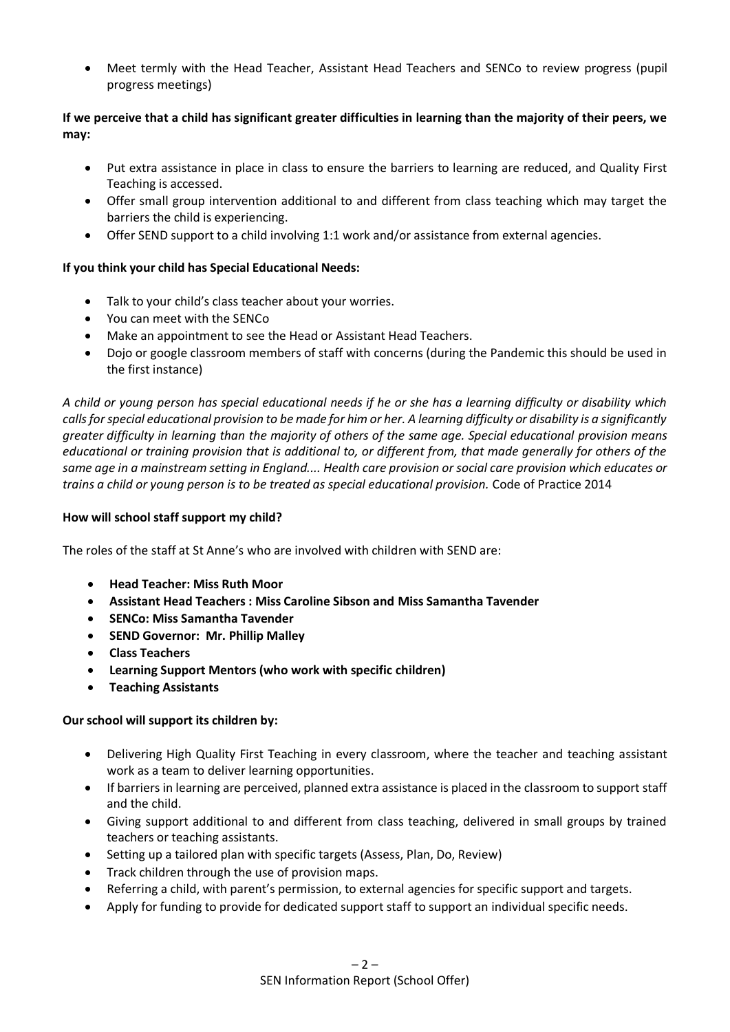- Meet termly with the Head Teacher, Assistant Head Teachers and SENCo to review progress (pupil progress meetings)

**If we perceive that a child has significant greater difficulties in learning than the majority of their peers, we may:**

- Put extra assistance in place in class to ensure the barriers to learning are reduced, and Quality First Teaching is accessed.
- Offer small group intervention additional to and different from class teaching which may target the barriers the child is experiencing.
- Offer SEND support to a child involving 1:1 work and/or assistance from external agencies.

**If you think your child has Special Educational Needs:**

- Talk to your child's class teacher about your worries.
- You can meet with the SENCo
- Make an appointment to see the Head or Assistant Head Teachers.
- Dojo or google classroom members of staff with concerns (during the Pandemic this should be used in the first instance)

*A child or young person has special educational needs if he or she has a learning difficulty or disability which calls for special educational provision to be made for him or her. A learning difficulty or disability is a significantly greater difficulty in learning than the majority of others of the same age. Special educational provision means educational or training provision that is additional to, or different from, that made generally for others of the same age in a mainstream setting in England.... Health care provision or social care provision which educates or trains a child or young person is to be treated as special educational provision.* Code of Practice 2014

**How will school staff support my child?**

The roles of the staff at St Anne's who are involved with children with SEND are:

- **Head Teacher: Miss Ruth Moor**
- **Assistant Head Teachers : Miss Caroline Sibson and Miss Samantha Tavender**
- **SENCo: Miss Samantha Tavender**
- **SEND Governor: Mr. Phillip Malley**
- **Class Teachers**
- **Learning Support Mentors (who work with specific children)**
- **Teaching Assistants**

**Our school will support its children by:**

- Delivering High Quality First Teaching in every classroom, where the teacher and teaching assistant work as a team to deliver learning opportunities.
- If barriers in learning are perceived, planned extra assistance is placed in the classroom to support staff and the child.
- Giving support additional to and different from class teaching, delivered in small groups by trained teachers or teaching assistants.
- Setting up a tailored plan with specific targets (Assess, Plan, Do, Review)
- Track children through the use of provision maps.
- Referring a child, with parent's permission, to external agencies for specific support and targets.
- Apply for funding to provide for dedicated support staff to support an individual specific needs.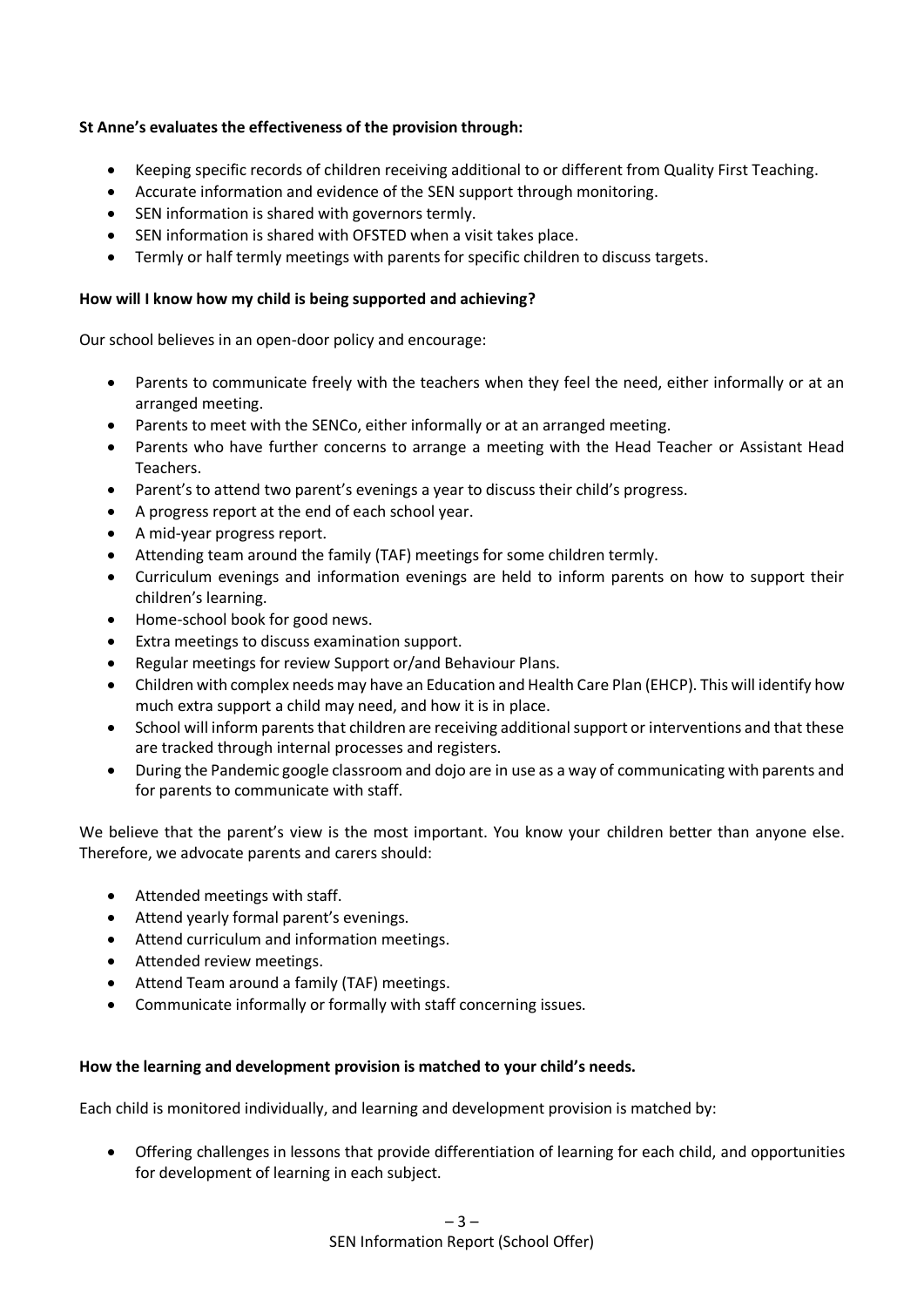**St Anne's evaluates the effectiveness of the provision through:**

- Keeping specific records of children receiving additional to or different from Quality First Teaching.
- Accurate information and evidence of the SEN support through monitoring.
- SEN information is shared with governors termly.
- SEN information is shared with OFSTED when a visit takes place.
- Termly or half termly meetings with parents for specific children to discuss targets.

**How will I know how my child is being supported and achieving?**

Our school believes in an open-door policy and encourage:

- Parents to communicate freely with the teachers when they feel the need, either informally or at an arranged meeting.
- Parents to meet with the SENCo, either informally or at an arranged meeting.
- Parents who have further concerns to arrange a meeting with the Head Teacher or Assistant Head Teachers.
- Parent's to attend two parent's evenings a year to discuss their child's progress.
- A progress report at the end of each school year.
- A mid-year progress report.
- Attending team around the family (TAF) meetings for some children termly.
- Curriculum evenings and information evenings are held to inform parents on how to support their children's learning.
- Home-school book for good news.
- Extra meetings to discuss examination support.
- Regular meetings for review Support or/and Behaviour Plans.
- Children with complex needs may have an Education and Health Care Plan (EHCP). This will identify how much extra support a child may need, and how it is in place.
- School will inform parents that children are receiving additional support or interventions and that these are tracked through internal processes and registers.
- During the Pandemic google classroom and dojo are in use as a way of communicating with parents and for parents to communicate with staff.

We believe that the parent's view is the most important. You know your children better than anyone else. Therefore, we advocate parents and carers should:

- Attended meetings with staff.
- Attend yearly formal parent's evenings.
- Attend curriculum and information meetings.
- Attended review meetings.
- Attend Team around a family (TAF) meetings.
- Communicate informally or formally with staff concerning issues.

**How the learning and development provision is matched to your child's needs.**

Each child is monitored individually, and learning and development provision is matched by:

- Offering challenges in lessons that provide differentiation of learning for each child, and opportunities for development of learning in each subject.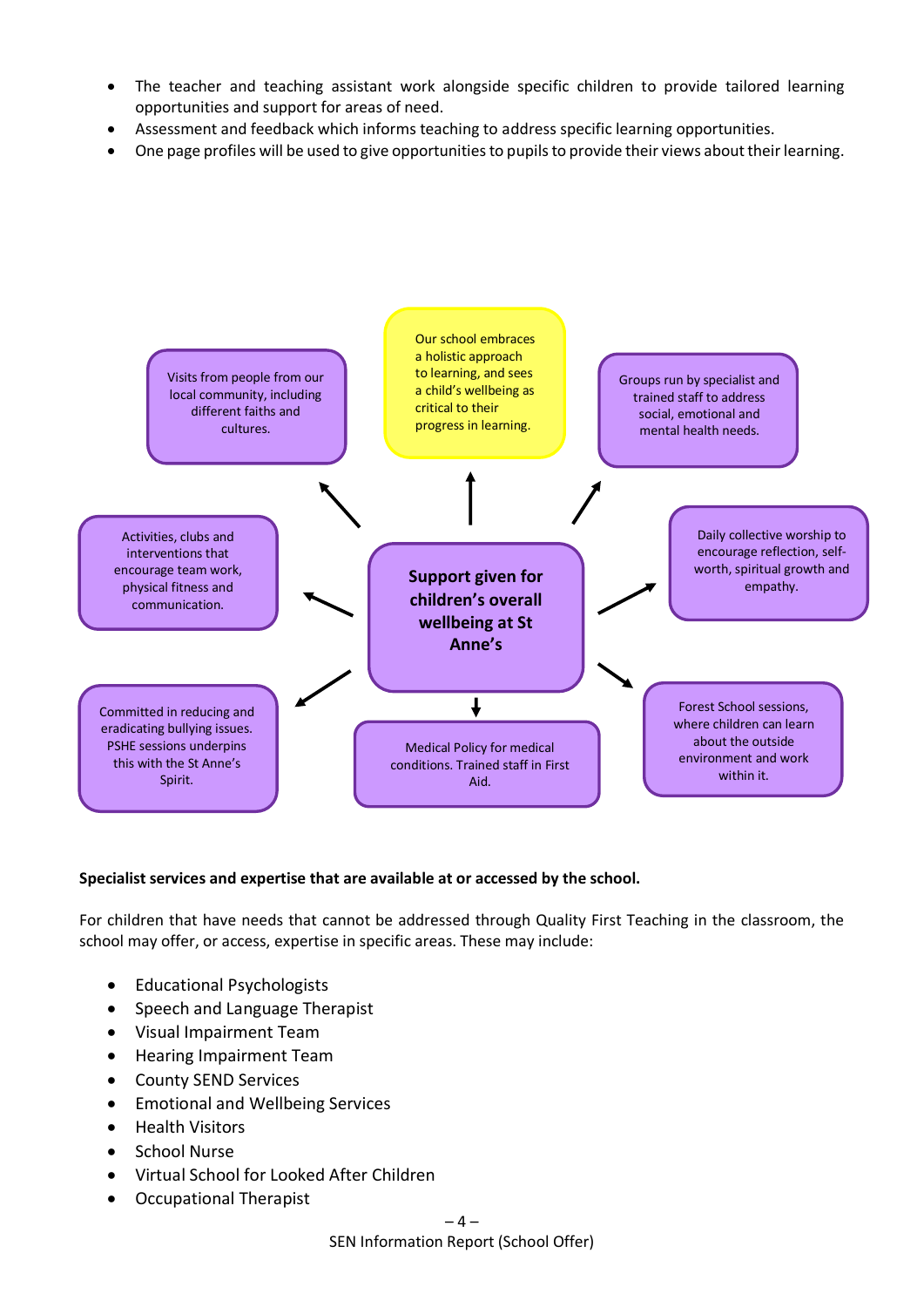- The teacher and teaching assistant work alongside specific children to provide tailored learning opportunities and support for areas of need.
- Assessment and feedback which informs teaching to address specific learning opportunities.
- One page profiles will be used to give opportunities to pupils to provide their views about their learning.

**Support given for children's overall wellbeing at St Anne's**

- Our school embraces a holistic approach to learning, and sees a child's wellbeing as critical to their progress in learning.
- Visits from people from our local community, including different faiths and cultures.
- Groups run by specialist and trained staff to address social, emotional and mental health needs.
- Activities, clubs and interventions that encourage team work, physical fitness and communication.
- Daily collective worship to encourage reflection, self-worth, spiritual growth and empathy.
- Committed in reducing and eradicating bullying issues. PSHE sessions underpins this with the St Anne's Spirit.
- Medical Policy for medical conditions. Trained staff in First Aid.
- Forest School sessions, where children can learn about the outside environment and work within it.

**Specialist services and expertise that are available at or accessed by the school.**

For children that have needs that cannot be addressed through Quality First Teaching in the classroom, the school may offer, or access, expertise in specific areas. These may include:

- Educational Psychologists
- Speech and Language Therapist
- Visual Impairment Team
- Hearing Impairment Team
- County SEND Services
- Emotional and Wellbeing Services
- Health Visitors
- School Nurse
- Virtual School for Looked After Children
- Occupational Therapist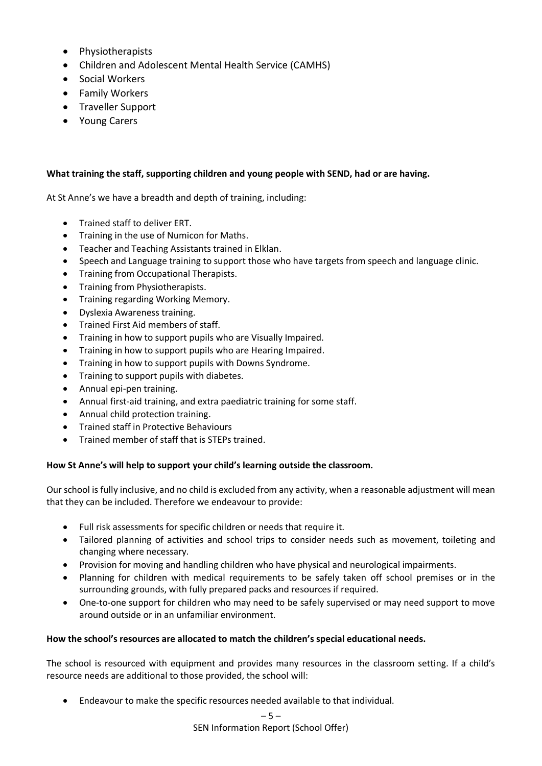- Physiotherapists
- Children and Adolescent Mental Health Service (CAMHS)
- Social Workers
- Family Workers
- Traveller Support
- Young Carers

**What training the staff, supporting children and young people with SEND, had or are having.**

At St Anne's we have a breadth and depth of training, including:

- Trained staff to deliver ERT.
- Training in the use of Numicon for Maths.
- Teacher and Teaching Assistants trained in Elklan.
- Speech and Language training to support those who have targets from speech and language clinic.
- Training from Occupational Therapists.
- Training from Physiotherapists.
- Training regarding Working Memory.
- Dyslexia Awareness training.
- Trained First Aid members of staff.
- Training in how to support pupils who are Visually Impaired.
- Training in how to support pupils who are Hearing Impaired.
- Training in how to support pupils with Downs Syndrome.
- Training to support pupils with diabetes.
- Annual epi-pen training.
- Annual first-aid training, and extra paediatric training for some staff.
- Annual child protection training.
- Trained staff in Protective Behaviours
- Trained member of staff that is STEPs trained.

**How St Anne's will help to support your child's learning outside the classroom.**

Our school is fully inclusive, and no child is excluded from any activity, when a reasonable adjustment will mean that they can be included. Therefore we endeavour to provide:

- Full risk assessments for specific children or needs that require it.
- Tailored planning of activities and school trips to consider needs such as movement, toileting and changing where necessary.
- Provision for moving and handling children who have physical and neurological impairments.
- Planning for children with medical requirements to be safely taken off school premises or in the surrounding grounds, with fully prepared packs and resources if required.
- One-to-one support for children who may need to be safely supervised or may need support to move around outside or in an unfamiliar environment.

**How the school's resources are allocated to match the children's special educational needs.**

The school is resourced with equipment and provides many resources in the classroom setting. If a child's resource needs are additional to those provided, the school will:

- Endeavour to make the specific resources needed available to that individual.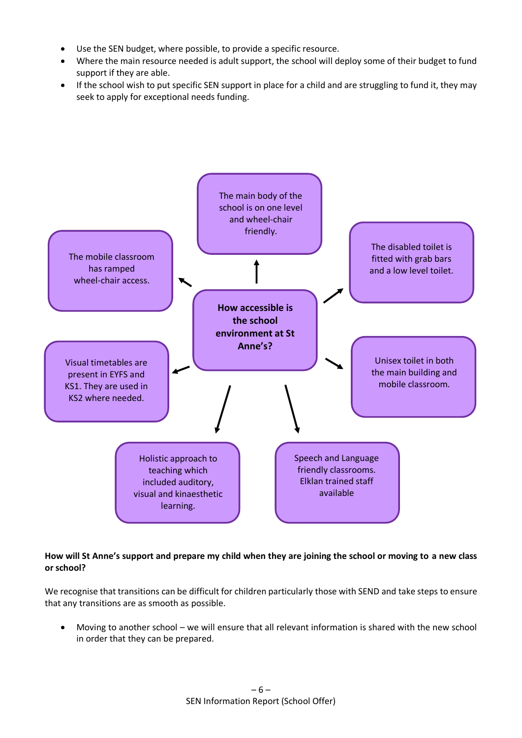- Use the SEN budget, where possible, to provide a specific resource.
- Where the main resource needed is adult support, the school will deploy some of their budget to fund support if they are able.
- If the school wish to put specific SEN support in place for a child and are struggling to fund it, they may seek to apply for exceptional needs funding.

**How accessible is the school environment at St Anne's?**

- The main body of the school is on one level and wheel-chair friendly.
- The disabled toilet is fitted with grab bars and a low level toilet.
- Unisex toilet in both the main building and mobile classroom.
- Speech and Language friendly classrooms. Elklan trained staff available
- Holistic approach to teaching which included auditory, visual and kinaesthetic learning.
- Visual timetables are present in EYFS and KS1. They are used in KS2 where needed.
- The mobile classroom has ramped wheel-chair access.

**How will St Anne's support and prepare my child when they are joining the school or moving to a new class or school?**

We recognise that transitions can be difficult for children particularly those with SEND and take steps to ensure that any transitions are as smooth as possible.

- Moving to another school – we will ensure that all relevant information is shared with the new school in order that they can be prepared.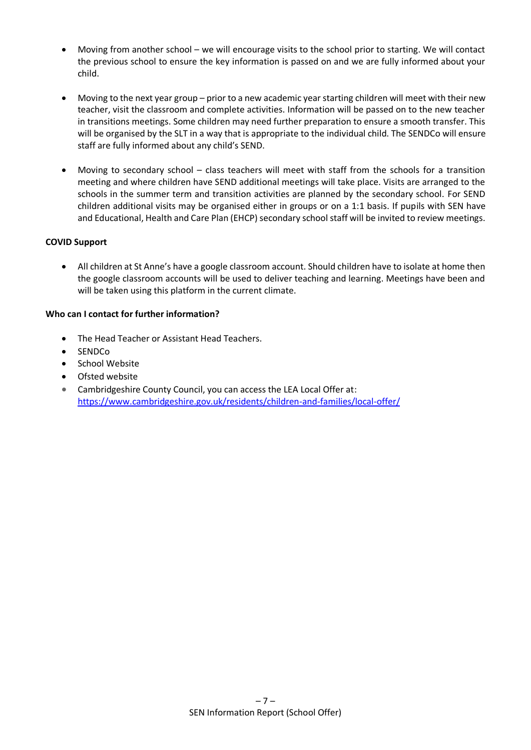- Moving from another school – we will encourage visits to the school prior to starting. We will contact the previous school to ensure the key information is passed on and we are fully informed about your child.

- Moving to the next year group – prior to a new academic year starting children will meet with their new teacher, visit the classroom and complete activities. Information will be passed on to the new teacher in transitions meetings. Some children may need further preparation to ensure a smooth transfer. This will be organised by the SLT in a way that is appropriate to the individual child. The SENDCo will ensure staff are fully informed about any child's SEND.

- Moving to secondary school – class teachers will meet with staff from the schools for a transition meeting and where children have SEND additional meetings will take place. Visits are arranged to the schools in the summer term and transition activities are planned by the secondary school. For SEND children additional visits may be organised either in groups or on a 1:1 basis. If pupils with SEN have and Educational, Health and Care Plan (EHCP) secondary school staff will be invited to review meetings.

**COVID Support**

- All children at St Anne's have a google classroom account. Should children have to isolate at home then the google classroom accounts will be used to deliver teaching and learning. Meetings have been and will be taken using this platform in the current climate.

**Who can I contact for further information?**

- The Head Teacher or Assistant Head Teachers.
- SENDCo
- School Website
- Ofsted website
- Cambridgeshire County Council, you can access the LEA Local Offer at: https://www.cambridgeshire.gov.uk/residents/children-and-families/local-offer/